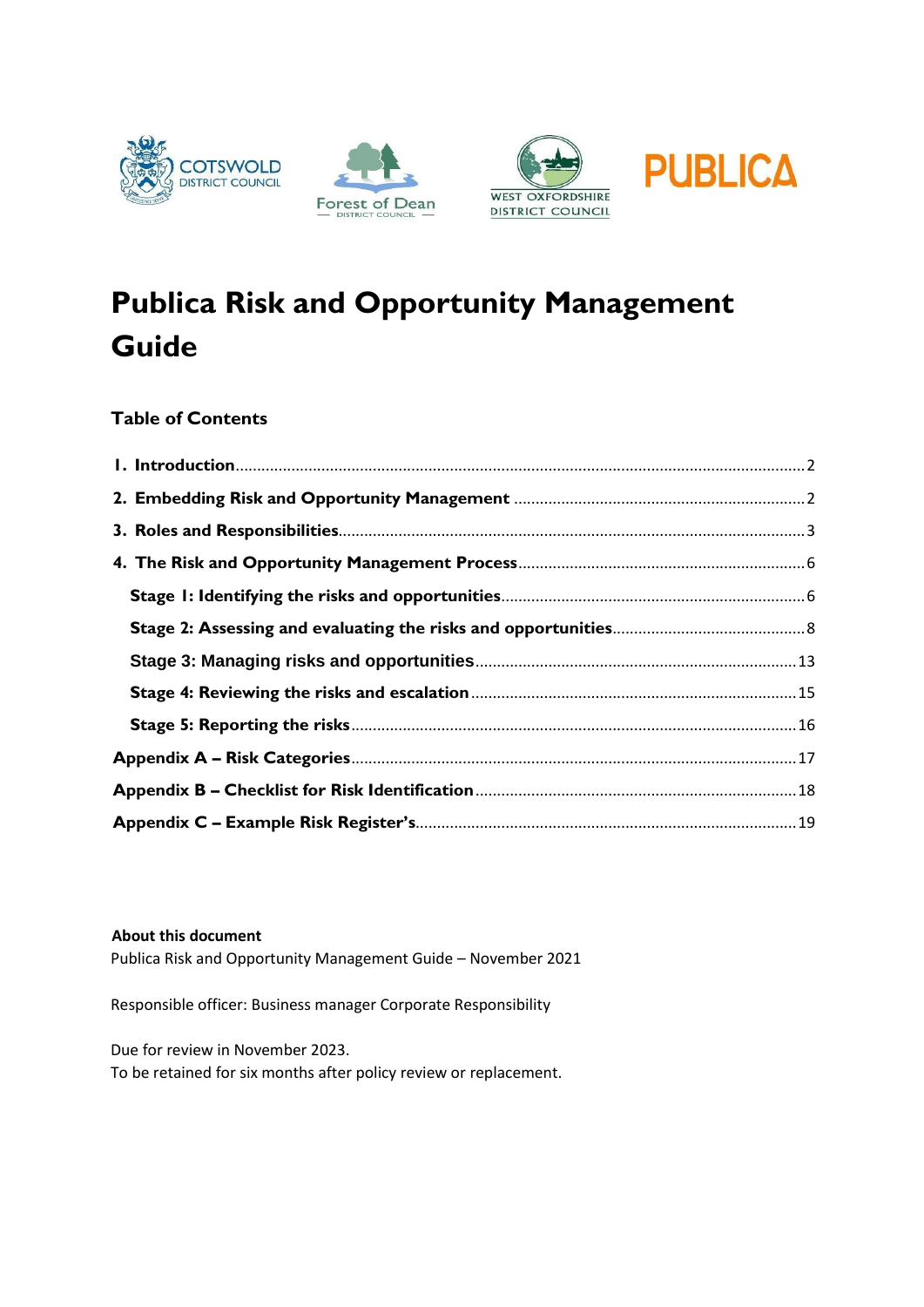COTSWOLD DISTRICT COUNCIL

Forest of Dean DISTRICT COUNCIL

WEST OXFORDSHIRE DISTRICT COUNCIL

PUBLICA

# Publica Risk and Opportunity Management Guide

## Table of Contents

**1. Introduction** .......... 2

**2. Embedding Risk and Opportunity Management** .......... 2

**3. Roles and Responsibilities** .......... 3

**4. The Risk and Opportunity Management Process** .......... 6

- **Stage 1: Identifying the risks and opportunities** .......... 6
- **Stage 2: Assessing and evaluating the risks and opportunities** .......... 8
- **Stage 3: Managing risks and opportunities** .......... 13
- **Stage 4: Reviewing the risks and escalation** .......... 15
- **Stage 5: Reporting the risks** .......... 16

**Appendix A – Risk Categories** .......... 17

**Appendix B – Checklist for Risk Identification** .......... 18

**Appendix C – Example Risk Register's** .......... 19

**About this document**

Publica Risk and Opportunity Management Guide – November 2021

Responsible officer: Business manager Corporate Responsibility

Due for review in November 2023.

To be retained for six months after policy review or replacement.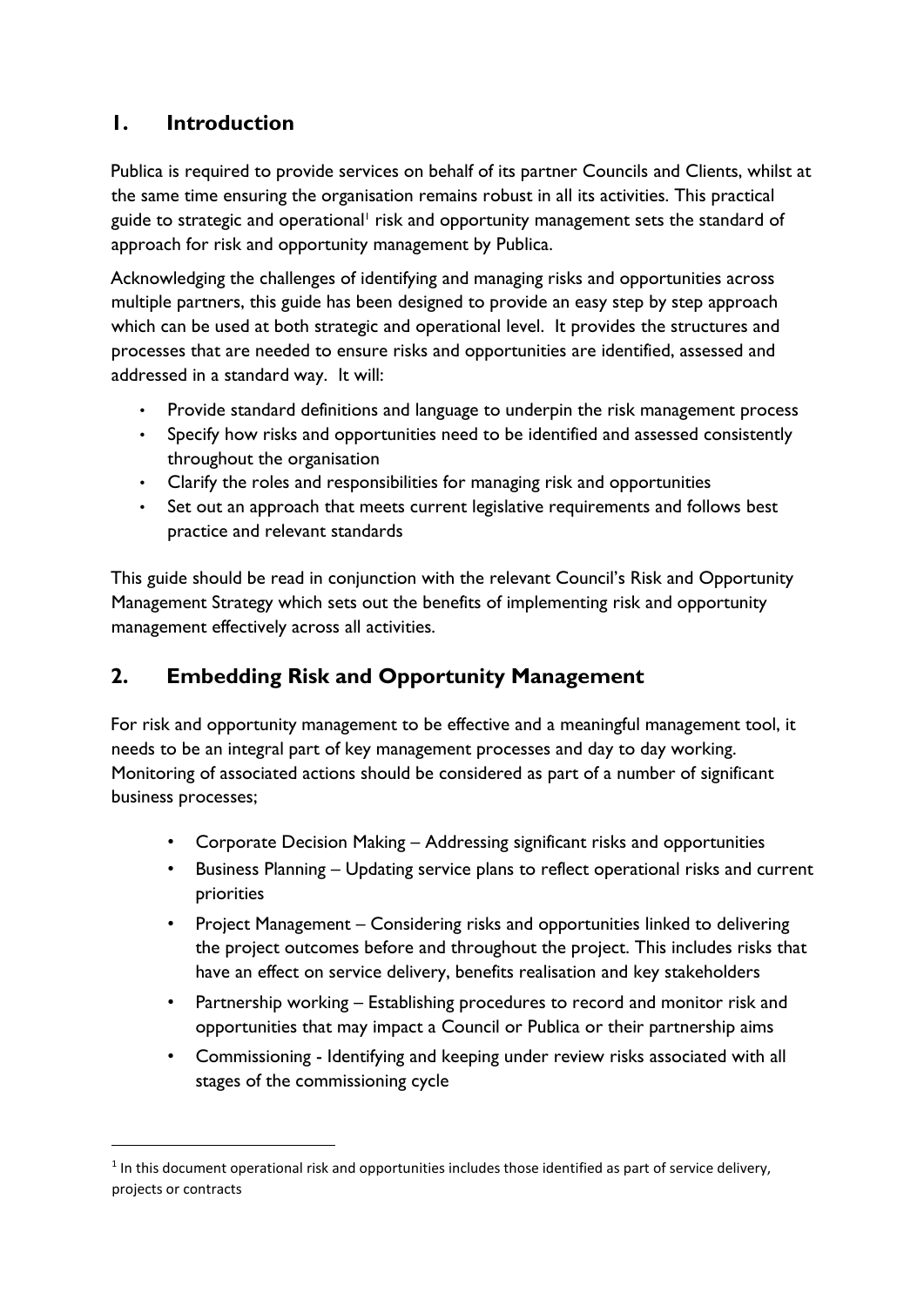## 1. Introduction

Publica is required to provide services on behalf of its partner Councils and Clients, whilst at the same time ensuring the organisation remains robust in all its activities. This practical guide to strategic and operational[1] risk and opportunity management sets the standard of approach for risk and opportunity management by Publica.

Acknowledging the challenges of identifying and managing risks and opportunities across multiple partners, this guide has been designed to provide an easy step by step approach which can be used at both strategic and operational level. It provides the structures and processes that are needed to ensure risks and opportunities are identified, assessed and addressed in a standard way. It will:

- Provide standard definitions and language to underpin the risk management process
- Specify how risks and opportunities need to be identified and assessed consistently throughout the organisation
- Clarify the roles and responsibilities for managing risk and opportunities
- Set out an approach that meets current legislative requirements and follows best practice and relevant standards

This guide should be read in conjunction with the relevant Council's Risk and Opportunity Management Strategy which sets out the benefits of implementing risk and opportunity management effectively across all activities.

## 2. Embedding Risk and Opportunity Management

For risk and opportunity management to be effective and a meaningful management tool, it needs to be an integral part of key management processes and day to day working. Monitoring of associated actions should be considered as part of a number of significant business processes;

- Corporate Decision Making – Addressing significant risks and opportunities
- Business Planning – Updating service plans to reflect operational risks and current priorities
- Project Management – Considering risks and opportunities linked to delivering the project outcomes before and throughout the project. This includes risks that have an effect on service delivery, benefits realisation and key stakeholders
- Partnership working – Establishing procedures to record and monitor risk and opportunities that may impact a Council or Publica or their partnership aims
- Commissioning - Identifying and keeping under review risks associated with all stages of the commissioning cycle

[1] In this document operational risk and opportunities includes those identified as part of service delivery, projects or contracts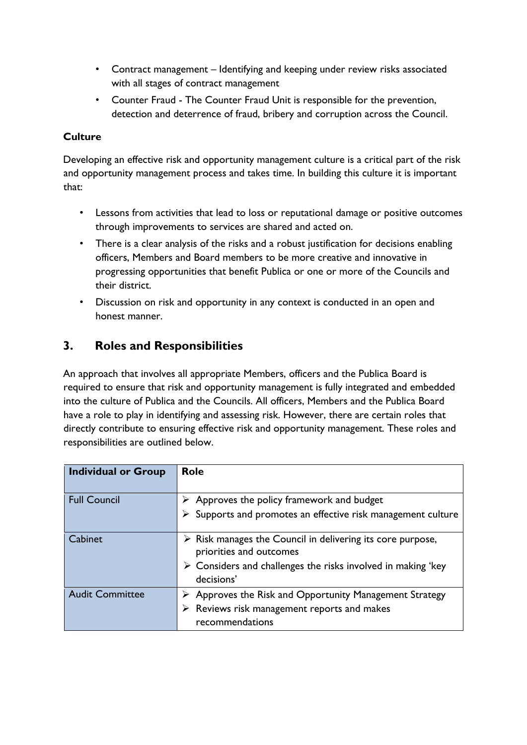- Contract management – Identifying and keeping under review risks associated with all stages of contract management
- Counter Fraud - The Counter Fraud Unit is responsible for the prevention, detection and deterrence of fraud, bribery and corruption across the Council.

**Culture**

Developing an effective risk and opportunity management culture is a critical part of the risk and opportunity management process and takes time. In building this culture it is important that:

- Lessons from activities that lead to loss or reputational damage or positive outcomes through improvements to services are shared and acted on.
- There is a clear analysis of the risks and a robust justification for decisions enabling officers, Members and Board members to be more creative and innovative in progressing opportunities that benefit Publica or one or more of the Councils and their district.
- Discussion on risk and opportunity in any context is conducted in an open and honest manner.

## 3. Roles and Responsibilities

An approach that involves all appropriate Members, officers and the Publica Board is required to ensure that risk and opportunity management is fully integrated and embedded into the culture of Publica and the Councils. All officers, Members and the Publica Board have a role to play in identifying and assessing risk. However, there are certain roles that directly contribute to ensuring effective risk and opportunity management. These roles and responsibilities are outlined below.

| Individual or Group | Role |
|---|---|
| Full Council | ➢ Approves the policy framework and budget<br>➢ Supports and promotes an effective risk management culture |
| Cabinet | ➢ Risk manages the Council in delivering its core purpose, priorities and outcomes<br>➢ Considers and challenges the risks involved in making 'key decisions' |
| Audit Committee | ➢ Approves the Risk and Opportunity Management Strategy<br>➢ Reviews risk management reports and makes recommendations |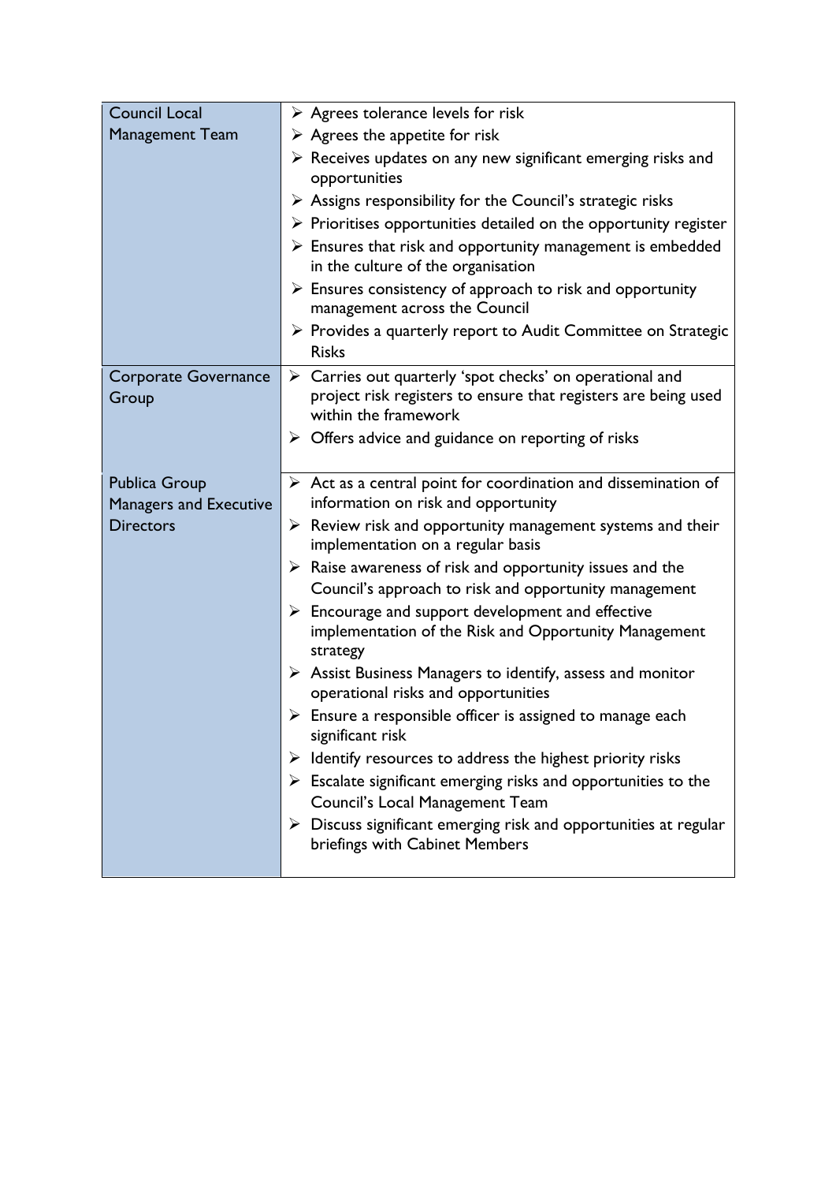| | |
|---|---|
| Council Local Management Team | ➢ Agrees tolerance levels for risk<br>➢ Agrees the appetite for risk<br>➢ Receives updates on any new significant emerging risks and opportunities<br>➢ Assigns responsibility for the Council's strategic risks<br>➢ Prioritises opportunities detailed on the opportunity register<br>➢ Ensures that risk and opportunity management is embedded in the culture of the organisation<br>➢ Ensures consistency of approach to risk and opportunity management across the Council<br>➢ Provides a quarterly report to Audit Committee on Strategic Risks |
| Corporate Governance Group | ➢ Carries out quarterly 'spot checks' on operational and project risk registers to ensure that registers are being used within the framework<br>➢ Offers advice and guidance on reporting of risks |
| Publica Group Managers and Executive Directors | ➢ Act as a central point for coordination and dissemination of information on risk and opportunity<br>➢ Review risk and opportunity management systems and their implementation on a regular basis<br>➢ Raise awareness of risk and opportunity issues and the Council's approach to risk and opportunity management<br>➢ Encourage and support development and effective implementation of the Risk and Opportunity Management strategy<br>➢ Assist Business Managers to identify, assess and monitor operational risks and opportunities<br>➢ Ensure a responsible officer is assigned to manage each significant risk<br>➢ Identify resources to address the highest priority risks<br>➢ Escalate significant emerging risks and opportunities to the Council's Local Management Team<br>➢ Discuss significant emerging risk and opportunities at regular briefings with Cabinet Members |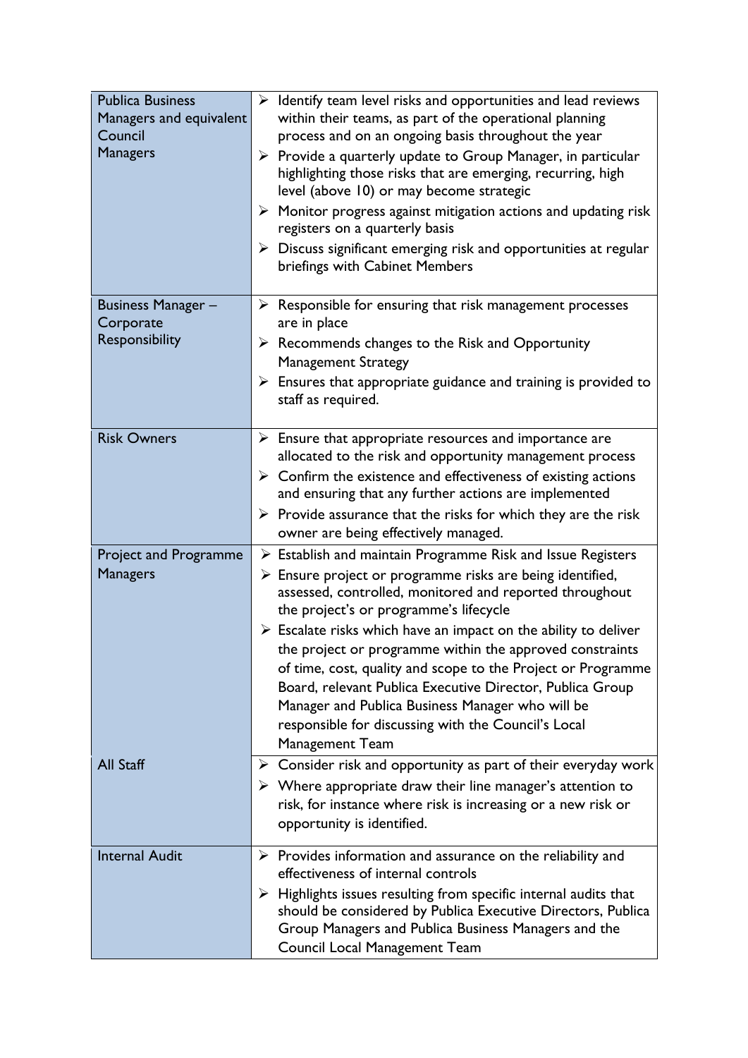| | |
|---|---|
| Publica Business Managers and equivalent Council Managers | ➢ Identify team level risks and opportunities and lead reviews within their teams, as part of the operational planning process and on an ongoing basis throughout the year<br>➢ Provide a quarterly update to Group Manager, in particular highlighting those risks that are emerging, recurring, high level (above 10) or may become strategic<br>➢ Monitor progress against mitigation actions and updating risk registers on a quarterly basis<br>➢ Discuss significant emerging risk and opportunities at regular briefings with Cabinet Members |
| Business Manager – Corporate Responsibility | ➢ Responsible for ensuring that risk management processes are in place<br>➢ Recommends changes to the Risk and Opportunity Management Strategy<br>➢ Ensures that appropriate guidance and training is provided to staff as required. |
| Risk Owners | ➢ Ensure that appropriate resources and importance are allocated to the risk and opportunity management process<br>➢ Confirm the existence and effectiveness of existing actions and ensuring that any further actions are implemented<br>➢ Provide assurance that the risks for which they are the risk owner are being effectively managed. |
| Project and Programme Managers | ➢ Establish and maintain Programme Risk and Issue Registers<br>➢ Ensure project or programme risks are being identified, assessed, controlled, monitored and reported throughout the project's or programme's lifecycle<br>➢ Escalate risks which have an impact on the ability to deliver the project or programme within the approved constraints of time, cost, quality and scope to the Project or Programme Board, relevant Publica Executive Director, Publica Group Manager and Publica Business Manager who will be responsible for discussing with the Council's Local Management Team |
| All Staff | ➢ Consider risk and opportunity as part of their everyday work<br>➢ Where appropriate draw their line manager's attention to risk, for instance where risk is increasing or a new risk or opportunity is identified. |
| Internal Audit | ➢ Provides information and assurance on the reliability and effectiveness of internal controls<br>➢ Highlights issues resulting from specific internal audits that should be considered by Publica Executive Directors, Publica Group Managers and Publica Business Managers and the Council Local Management Team |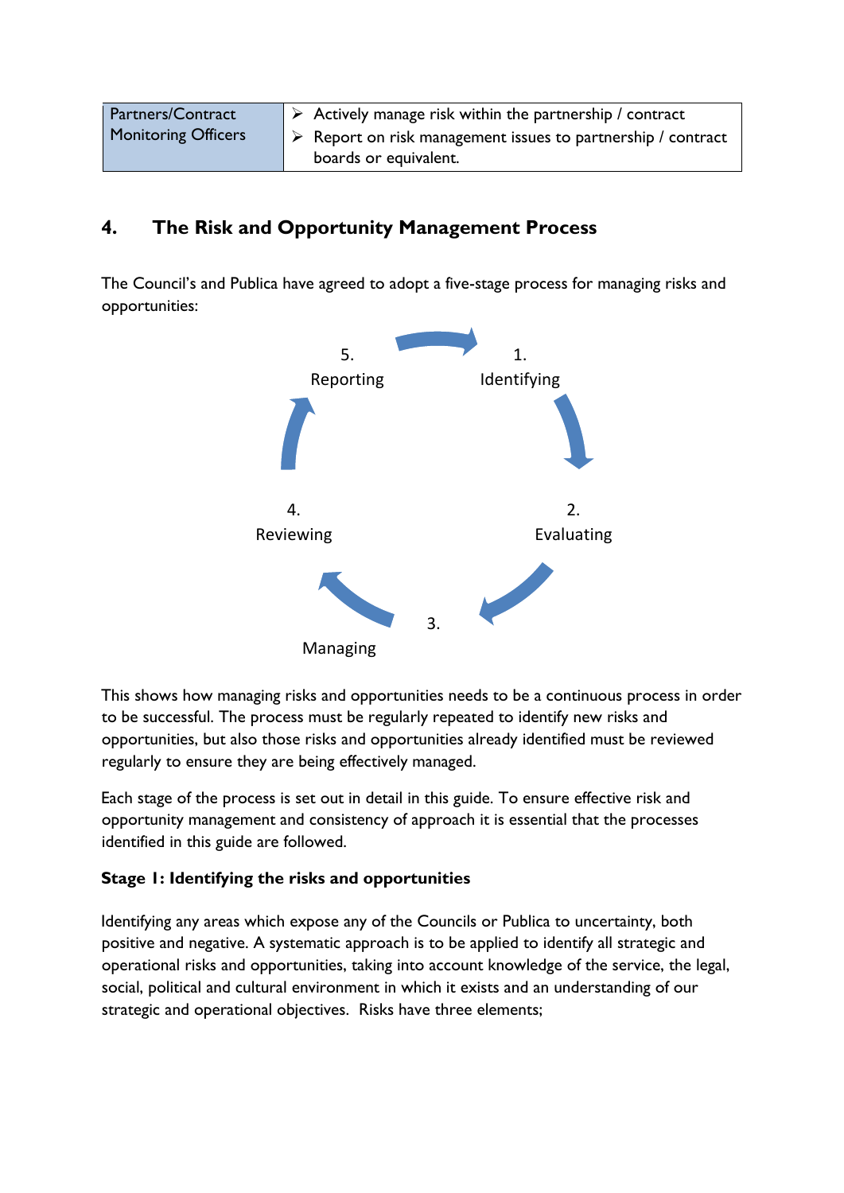| Partners/Contract Monitoring Officers | ➢ Actively manage risk within the partnership / contract<br>➢ Report on risk management issues to partnership / contract boards or equivalent. |
|---|---|

## 4. The Risk and Opportunity Management Process

The Council's and Publica have agreed to adopt a five-stage process for managing risks and opportunities:

1. Identifying
2. Evaluating
3. Managing
4. Reviewing
5. Reporting

This shows how managing risks and opportunities needs to be a continuous process in order to be successful. The process must be regularly repeated to identify new risks and opportunities, but also those risks and opportunities already identified must be reviewed regularly to ensure they are being effectively managed.

Each stage of the process is set out in detail in this guide. To ensure effective risk and opportunity management and consistency of approach it is essential that the processes identified in this guide are followed.

**Stage 1: Identifying the risks and opportunities**

Identifying any areas which expose any of the Councils or Publica to uncertainty, both positive and negative. A systematic approach is to be applied to identify all strategic and operational risks and opportunities, taking into account knowledge of the service, the legal, social, political and cultural environment in which it exists and an understanding of our strategic and operational objectives. Risks have three elements;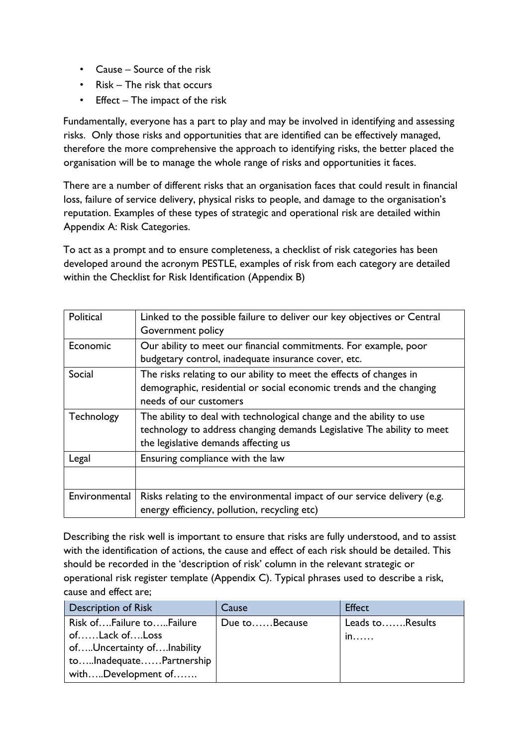- Cause – Source of the risk
- Risk – The risk that occurs
- Effect – The impact of the risk

Fundamentally, everyone has a part to play and may be involved in identifying and assessing risks. Only those risks and opportunities that are identified can be effectively managed, therefore the more comprehensive the approach to identifying risks, the better placed the organisation will be to manage the whole range of risks and opportunities it faces.

There are a number of different risks that an organisation faces that could result in financial loss, failure of service delivery, physical risks to people, and damage to the organisation's reputation. Examples of these types of strategic and operational risk are detailed within Appendix A: Risk Categories.

To act as a prompt and to ensure completeness, a checklist of risk categories has been developed around the acronym PESTLE, examples of risk from each category are detailed within the Checklist for Risk Identification (Appendix B)

| | |
|---|---|
| Political | Linked to the possible failure to deliver our key objectives or Central Government policy |
| Economic | Our ability to meet our financial commitments. For example, poor budgetary control, inadequate insurance cover, etc. |
| Social | The risks relating to our ability to meet the effects of changes in demographic, residential or social economic trends and the changing needs of our customers |
| Technology | The ability to deal with technological change and the ability to use technology to address changing demands Legislative The ability to meet the legislative demands affecting us |
| Legal | Ensuring compliance with the law |
| | |
| Environmental | Risks relating to the environmental impact of our service delivery (e.g. energy efficiency, pollution, recycling etc) |

Describing the risk well is important to ensure that risks are fully understood, and to assist with the identification of actions, the cause and effect of each risk should be detailed. This should be recorded in the 'description of risk' column in the relevant strategic or operational risk register template (Appendix C). Typical phrases used to describe a risk, cause and effect are;

| Description of Risk | Cause | Effect |
|---|---|---|
| Risk of….Failure to…..Failure of……Lack of….Loss of…..Uncertainty of….Inability to…..Inadequate……Partnership with…..Development of……. | Due to……Because | Leads to…….Results in…… |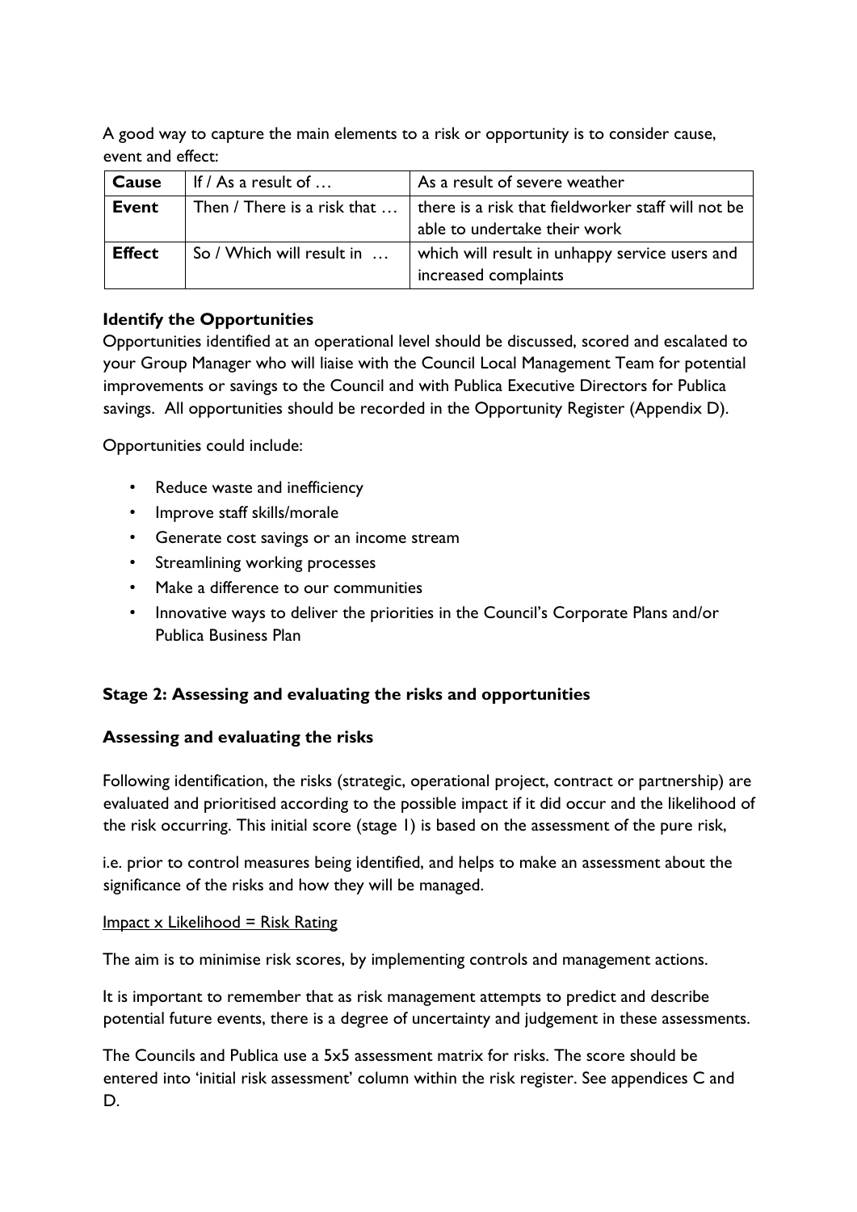A good way to capture the main elements to a risk or opportunity is to consider cause, event and effect:

| **Cause** | If / As a result of … | As a result of severe weather |
|---|---|---|
| **Event** | Then / There is a risk that … | there is a risk that fieldworker staff will not be able to undertake their work |
| **Effect** | So / Which will result in … | which will result in unhappy service users and increased complaints |

**Identify the Opportunities**

Opportunities identified at an operational level should be discussed, scored and escalated to your Group Manager who will liaise with the Council Local Management Team for potential improvements or savings to the Council and with Publica Executive Directors for Publica savings. All opportunities should be recorded in the Opportunity Register (Appendix D).

Opportunities could include:

- Reduce waste and inefficiency
- Improve staff skills/morale
- Generate cost savings or an income stream
- Streamlining working processes
- Make a difference to our communities
- Innovative ways to deliver the priorities in the Council's Corporate Plans and/or Publica Business Plan

## Stage 2: Assessing and evaluating the risks and opportunities

### Assessing and evaluating the risks

Following identification, the risks (strategic, operational project, contract or partnership) are evaluated and prioritised according to the possible impact if it did occur and the likelihood of the risk occurring. This initial score (stage 1) is based on the assessment of the pure risk,

i.e. prior to control measures being identified, and helps to make an assessment about the significance of the risks and how they will be managed.

<u>Impact x Likelihood = Risk Rating</u>

The aim is to minimise risk scores, by implementing controls and management actions.

It is important to remember that as risk management attempts to predict and describe potential future events, there is a degree of uncertainty and judgement in these assessments.

The Councils and Publica use a 5x5 assessment matrix for risks. The score should be entered into 'initial risk assessment' column within the risk register. See appendices C and D.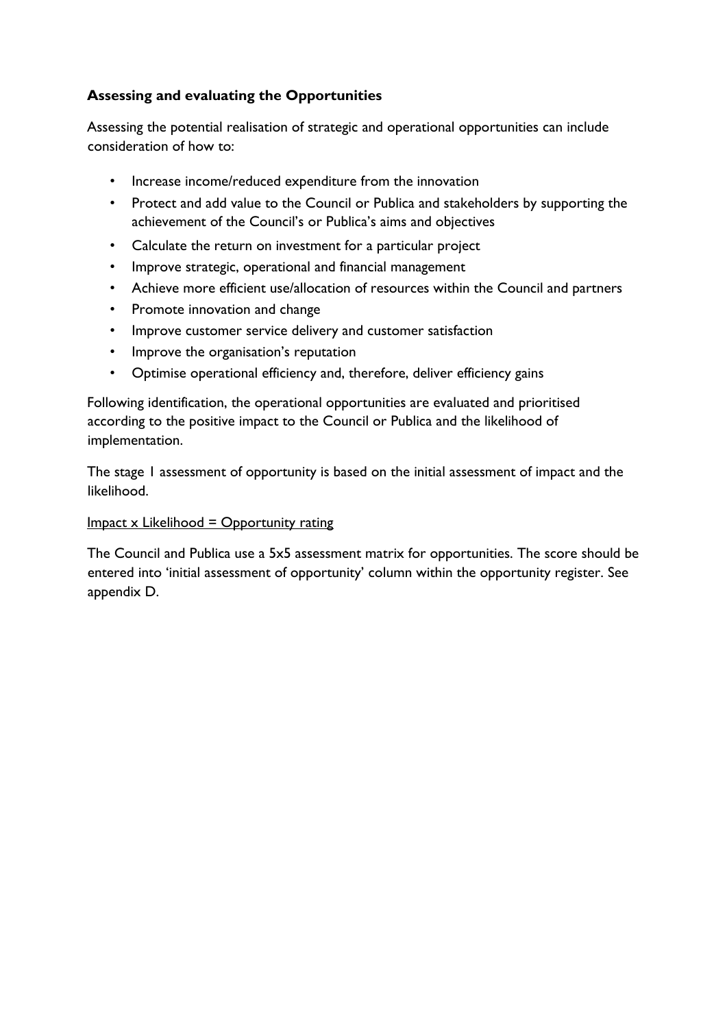**Assessing and evaluating the Opportunities**

Assessing the potential realisation of strategic and operational opportunities can include consideration of how to:

- Increase income/reduced expenditure from the innovation
- Protect and add value to the Council or Publica and stakeholders by supporting the achievement of the Council's or Publica's aims and objectives
- Calculate the return on investment for a particular project
- Improve strategic, operational and financial management
- Achieve more efficient use/allocation of resources within the Council and partners
- Promote innovation and change
- Improve customer service delivery and customer satisfaction
- Improve the organisation's reputation
- Optimise operational efficiency and, therefore, deliver efficiency gains

Following identification, the operational opportunities are evaluated and prioritised according to the positive impact to the Council or Publica and the likelihood of implementation.

The stage 1 assessment of opportunity is based on the initial assessment of impact and the likelihood.

<u>Impact x Likelihood = Opportunity rating</u>

The Council and Publica use a 5x5 assessment matrix for opportunities. The score should be entered into 'initial assessment of opportunity' column within the opportunity register. See appendix D.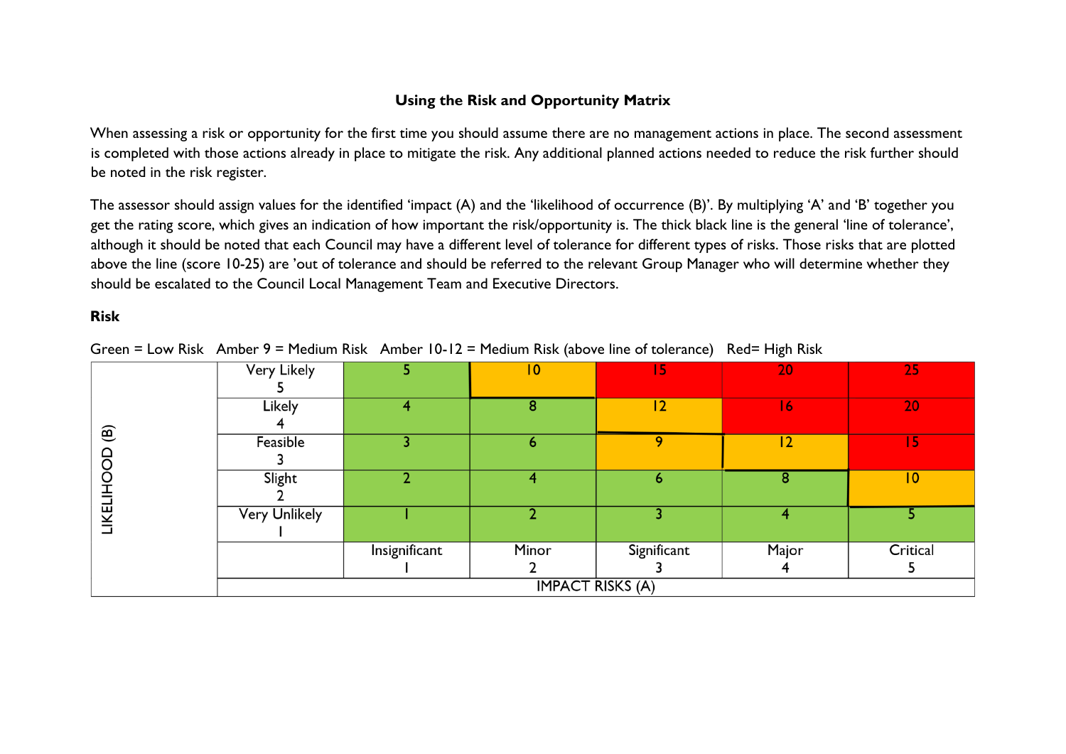## Using the Risk and Opportunity Matrix

When assessing a risk or opportunity for the first time you should assume there are no management actions in place. The second assessment is completed with those actions already in place to mitigate the risk. Any additional planned actions needed to reduce the risk further should be noted in the risk register.

The assessor should assign values for the identified 'impact (A) and the 'likelihood of occurrence (B)'. By multiplying 'A' and 'B' together you get the rating score, which gives an indication of how important the risk/opportunity is. The thick black line is the general 'line of tolerance', although it should be noted that each Council may have a different level of tolerance for different types of risks. Those risks that are plotted above the line (score 10-25) are 'out of tolerance and should be referred to the relevant Group Manager who will determine whether they should be escalated to the Council Local Management Team and Executive Directors.

**Risk**

Green = Low Risk   Amber 9 = Medium Risk   Amber 10-12 = Medium Risk (above line of tolerance)   Red= High Risk

| LIKELIHOOD (B) | | | | | | |
|---|---|---|---|---|---|---|
| | Very Likely 5 | 5 | 10 | 15 | 20 | 25 |
| | Likely 4 | 4 | 8 | 12 | 16 | 20 |
| | Feasible 3 | 3 | 6 | 9 | 12 | 15 |
| | Slight 2 | 2 | 4 | 6 | 8 | 10 |
| | Very Unlikely 1 | 1 | 2 | 3 | 4 | 5 |
| | | Insignificant 1 | Minor 2 | Significant 3 | Major 4 | Critical 5 |
| | IMPACT RISKS (A) | | | | | |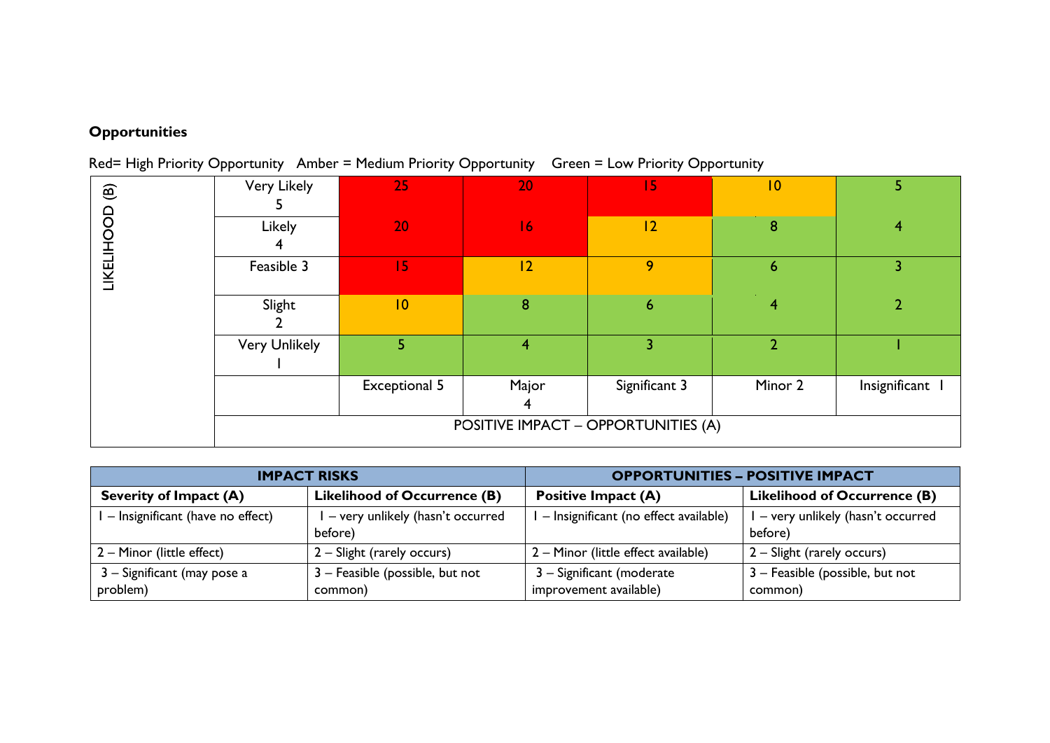**Opportunities**

Red= High Priority Opportunity   Amber = Medium Priority Opportunity   Green = Low Priority Opportunity

| LIKELIHOOD (B) | | | | | | |
|---|---|---|---|---|---|---|
| | Very Likely 5 | 25 | 20 | 15 | 10 | 5 |
| | Likely 4 | 20 | 16 | 12 | 8 | 4 |
| | Feasible 3 | 15 | 12 | 9 | 6 | 3 |
| | Slight 2 | 10 | 8 | 6 | 4 | 2 |
| | Very Unlikely 1 | 5 | 4 | 3 | 2 | 1 |
| | | Exceptional 5 | Major 4 | Significant 3 | Minor 2 | Insignificant 1 |
| | POSITIVE IMPACT – OPPORTUNITIES (A) | | | | | |

| IMPACT RISKS | | OPPORTUNITIES – POSITIVE IMPACT | |
|---|---|---|---|
| **Severity of Impact (A)** | **Likelihood of Occurrence (B)** | **Positive Impact (A)** | **Likelihood of Occurrence (B)** |
| 1 – Insignificant (have no effect) | 1 – very unlikely (hasn't occurred before) | 1 – Insignificant (no effect available) | 1 – very unlikely (hasn't occurred before) |
| 2 – Minor (little effect) | 2 – Slight (rarely occurs) | 2 – Minor (little effect available) | 2 – Slight (rarely occurs) |
| 3 – Significant (may pose a problem) | 3 – Feasible (possible, but not common) | 3 – Significant (moderate improvement available) | 3 – Feasible (possible, but not common) |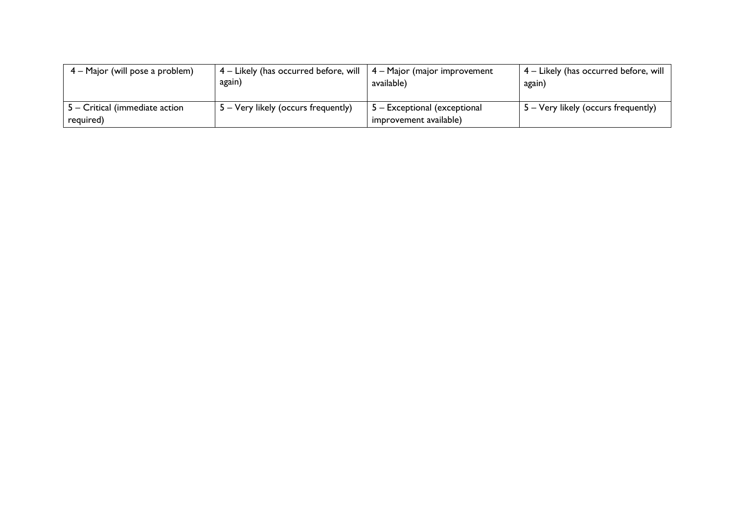| | | | |
|---|---|---|---|
| 4 – Major (will pose a problem) | 4 – Likely (has occurred before, will again) | 4 – Major (major improvement available) | 4 – Likely (has occurred before, will again) |
| 5 – Critical (immediate action required) | 5 – Very likely (occurs frequently) | 5 – Exceptional (exceptional improvement available) | 5 – Very likely (occurs frequently) |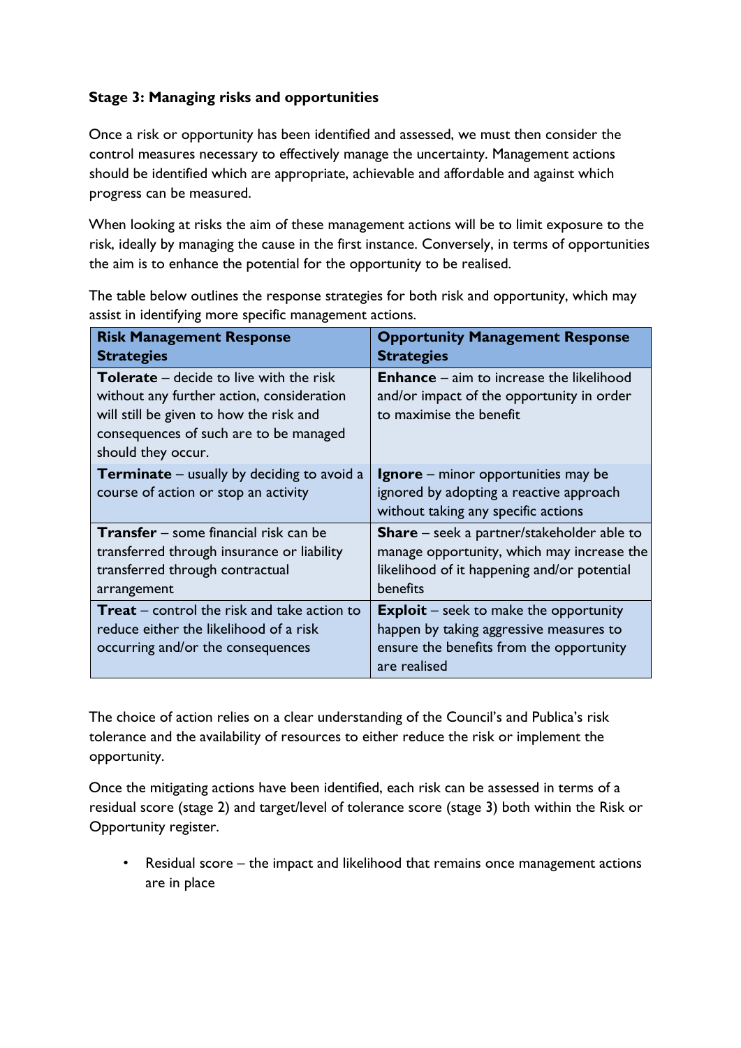**Stage 3: Managing risks and opportunities**

Once a risk or opportunity has been identified and assessed, we must then consider the control measures necessary to effectively manage the uncertainty. Management actions should be identified which are appropriate, achievable and affordable and against which progress can be measured.

When looking at risks the aim of these management actions will be to limit exposure to the risk, ideally by managing the cause in the first instance. Conversely, in terms of opportunities the aim is to enhance the potential for the opportunity to be realised.

The table below outlines the response strategies for both risk and opportunity, which may assist in identifying more specific management actions.

| Risk Management Response Strategies | Opportunity Management Response Strategies |
| --- | --- |
| **Tolerate** – decide to live with the risk without any further action, consideration will still be given to how the risk and consequences of such are to be managed should they occur. | **Enhance** – aim to increase the likelihood and/or impact of the opportunity in order to maximise the benefit |
| **Terminate** – usually by deciding to avoid a course of action or stop an activity | **Ignore** – minor opportunities may be ignored by adopting a reactive approach without taking any specific actions |
| **Transfer** – some financial risk can be transferred through insurance or liability transferred through contractual arrangement | **Share** – seek a partner/stakeholder able to manage opportunity, which may increase the likelihood of it happening and/or potential benefits |
| **Treat** – control the risk and take action to reduce either the likelihood of a risk occurring and/or the consequences | **Exploit** – seek to make the opportunity happen by taking aggressive measures to ensure the benefits from the opportunity are realised |

The choice of action relies on a clear understanding of the Council's and Publica's risk tolerance and the availability of resources to either reduce the risk or implement the opportunity.

Once the mitigating actions have been identified, each risk can be assessed in terms of a residual score (stage 2) and target/level of tolerance score (stage 3) both within the Risk or Opportunity register.

- Residual score – the impact and likelihood that remains once management actions are in place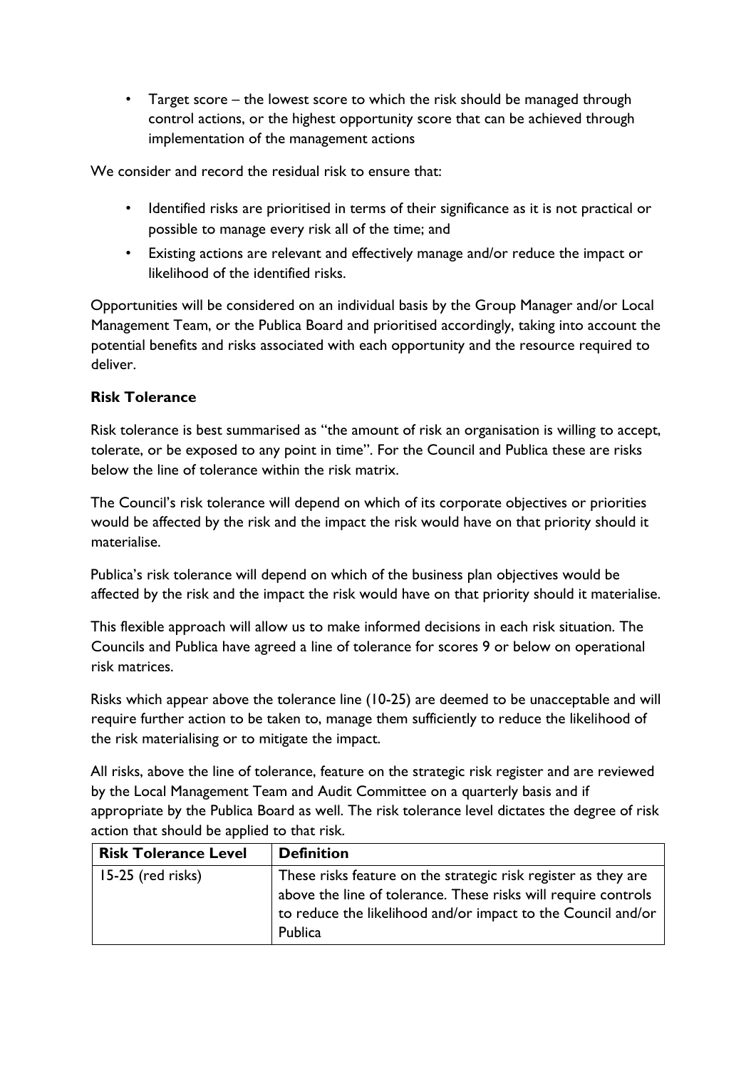- Target score – the lowest score to which the risk should be managed through control actions, or the highest opportunity score that can be achieved through implementation of the management actions

We consider and record the residual risk to ensure that:

- Identified risks are prioritised in terms of their significance as it is not practical or possible to manage every risk all of the time; and
- Existing actions are relevant and effectively manage and/or reduce the impact or likelihood of the identified risks.

Opportunities will be considered on an individual basis by the Group Manager and/or Local Management Team, or the Publica Board and prioritised accordingly, taking into account the potential benefits and risks associated with each opportunity and the resource required to deliver.

**Risk Tolerance**

Risk tolerance is best summarised as "the amount of risk an organisation is willing to accept, tolerate, or be exposed to any point in time". For the Council and Publica these are risks below the line of tolerance within the risk matrix.

The Council's risk tolerance will depend on which of its corporate objectives or priorities would be affected by the risk and the impact the risk would have on that priority should it materialise.

Publica's risk tolerance will depend on which of the business plan objectives would be affected by the risk and the impact the risk would have on that priority should it materialise.

This flexible approach will allow us to make informed decisions in each risk situation. The Councils and Publica have agreed a line of tolerance for scores 9 or below on operational risk matrices.

Risks which appear above the tolerance line (10-25) are deemed to be unacceptable and will require further action to be taken to, manage them sufficiently to reduce the likelihood of the risk materialising or to mitigate the impact.

All risks, above the line of tolerance, feature on the strategic risk register and are reviewed by the Local Management Team and Audit Committee on a quarterly basis and if appropriate by the Publica Board as well. The risk tolerance level dictates the degree of risk action that should be applied to that risk.

| Risk Tolerance Level | Definition |
|---|---|
| 15-25 (red risks) | These risks feature on the strategic risk register as they are above the line of tolerance. These risks will require controls to reduce the likelihood and/or impact to the Council and/or Publica |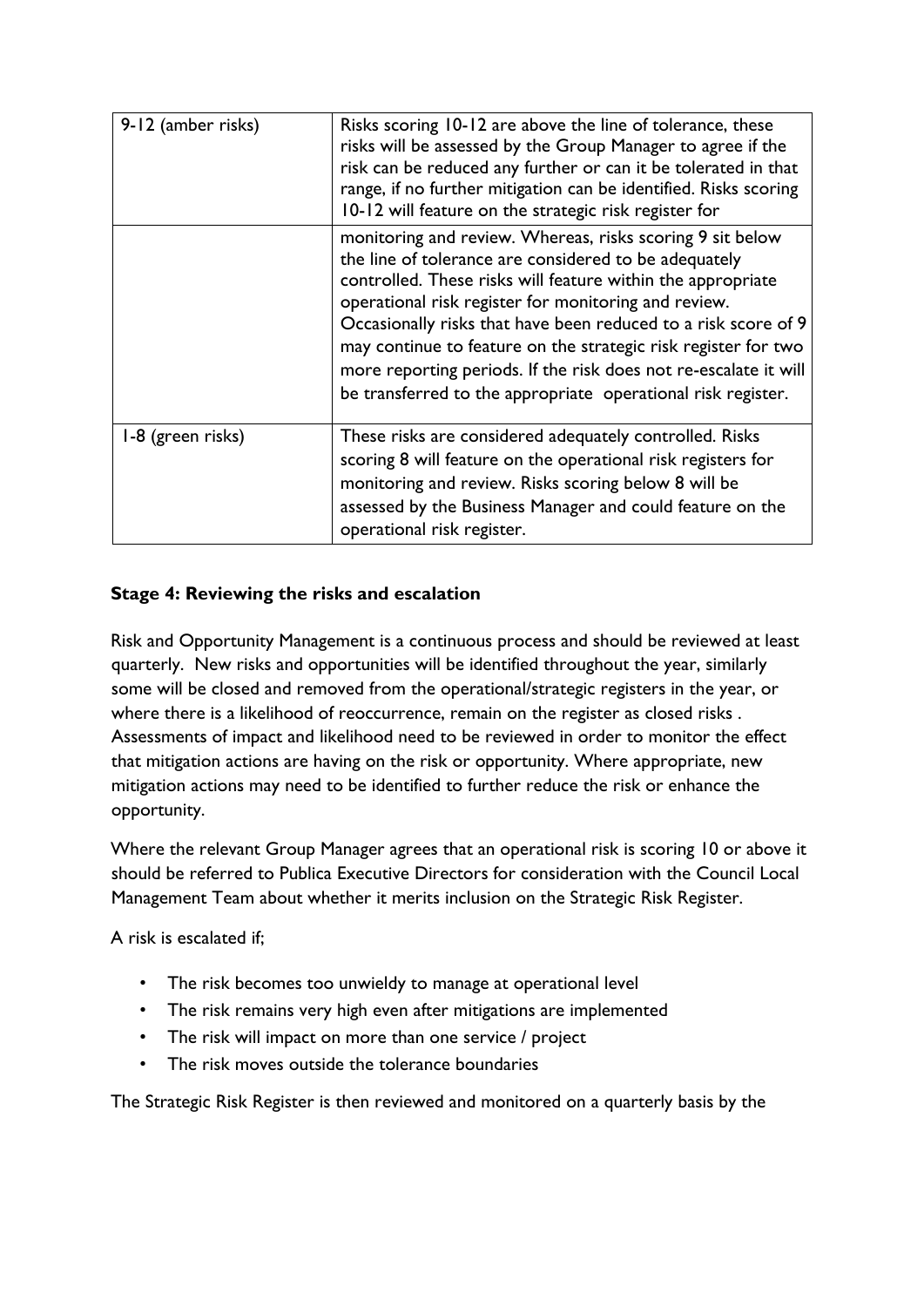| 9-12 (amber risks) | Risks scoring 10-12 are above the line of tolerance, these risks will be assessed by the Group Manager to agree if the risk can be reduced any further or can it be tolerated in that range, if no further mitigation can be identified. Risks scoring 10-12 will feature on the strategic risk register for monitoring and review. Whereas, risks scoring 9 sit below the line of tolerance are considered to be adequately controlled. These risks will feature within the appropriate operational risk register for monitoring and review. Occasionally risks that have been reduced to a risk score of 9 may continue to feature on the strategic risk register for two more reporting periods. If the risk does not re-escalate it will be transferred to the appropriate operational risk register. |
|---|---|
| 1-8 (green risks) | These risks are considered adequately controlled. Risks scoring 8 will feature on the operational risk registers for monitoring and review. Risks scoring below 8 will be assessed by the Business Manager and could feature on the operational risk register. |

**Stage 4: Reviewing the risks and escalation**

Risk and Opportunity Management is a continuous process and should be reviewed at least quarterly. New risks and opportunities will be identified throughout the year, similarly some will be closed and removed from the operational/strategic registers in the year, or where there is a likelihood of reoccurrence, remain on the register as closed risks . Assessments of impact and likelihood need to be reviewed in order to monitor the effect that mitigation actions are having on the risk or opportunity. Where appropriate, new mitigation actions may need to be identified to further reduce the risk or enhance the opportunity.

Where the relevant Group Manager agrees that an operational risk is scoring 10 or above it should be referred to Publica Executive Directors for consideration with the Council Local Management Team about whether it merits inclusion on the Strategic Risk Register.

A risk is escalated if;

- The risk becomes too unwieldy to manage at operational level
- The risk remains very high even after mitigations are implemented
- The risk will impact on more than one service / project
- The risk moves outside the tolerance boundaries

The Strategic Risk Register is then reviewed and monitored on a quarterly basis by the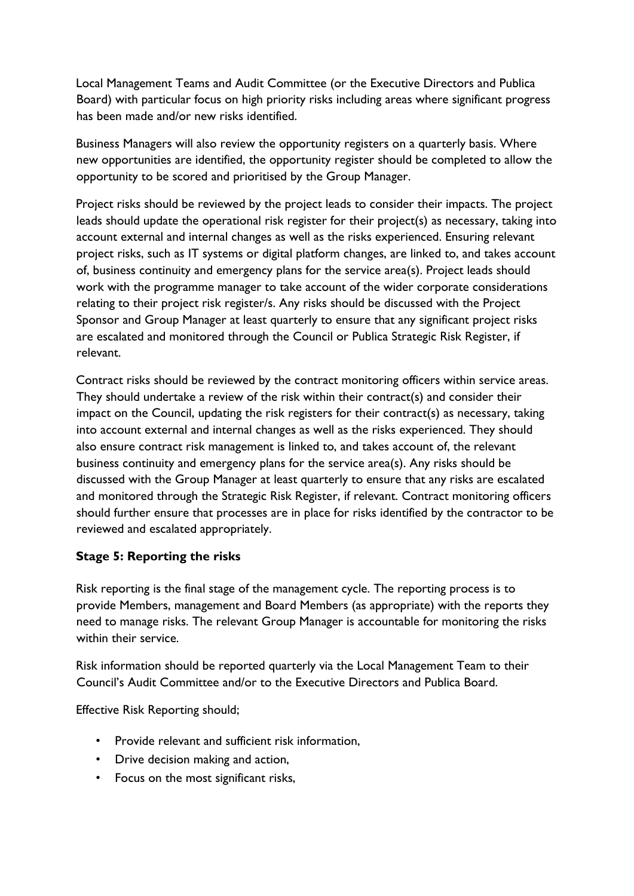Local Management Teams and Audit Committee (or the Executive Directors and Publica Board) with particular focus on high priority risks including areas where significant progress has been made and/or new risks identified.

Business Managers will also review the opportunity registers on a quarterly basis. Where new opportunities are identified, the opportunity register should be completed to allow the opportunity to be scored and prioritised by the Group Manager.

Project risks should be reviewed by the project leads to consider their impacts. The project leads should update the operational risk register for their project(s) as necessary, taking into account external and internal changes as well as the risks experienced. Ensuring relevant project risks, such as IT systems or digital platform changes, are linked to, and takes account of, business continuity and emergency plans for the service area(s). Project leads should work with the programme manager to take account of the wider corporate considerations relating to their project risk register/s. Any risks should be discussed with the Project Sponsor and Group Manager at least quarterly to ensure that any significant project risks are escalated and monitored through the Council or Publica Strategic Risk Register, if relevant.

Contract risks should be reviewed by the contract monitoring officers within service areas. They should undertake a review of the risk within their contract(s) and consider their impact on the Council, updating the risk registers for their contract(s) as necessary, taking into account external and internal changes as well as the risks experienced. They should also ensure contract risk management is linked to, and takes account of, the relevant business continuity and emergency plans for the service area(s). Any risks should be discussed with the Group Manager at least quarterly to ensure that any risks are escalated and monitored through the Strategic Risk Register, if relevant. Contract monitoring officers should further ensure that processes are in place for risks identified by the contractor to be reviewed and escalated appropriately.

**Stage 5: Reporting the risks**

Risk reporting is the final stage of the management cycle. The reporting process is to provide Members, management and Board Members (as appropriate) with the reports they need to manage risks. The relevant Group Manager is accountable for monitoring the risks within their service.

Risk information should be reported quarterly via the Local Management Team to their Council's Audit Committee and/or to the Executive Directors and Publica Board.

Effective Risk Reporting should;

- Provide relevant and sufficient risk information,
- Drive decision making and action,
- Focus on the most significant risks,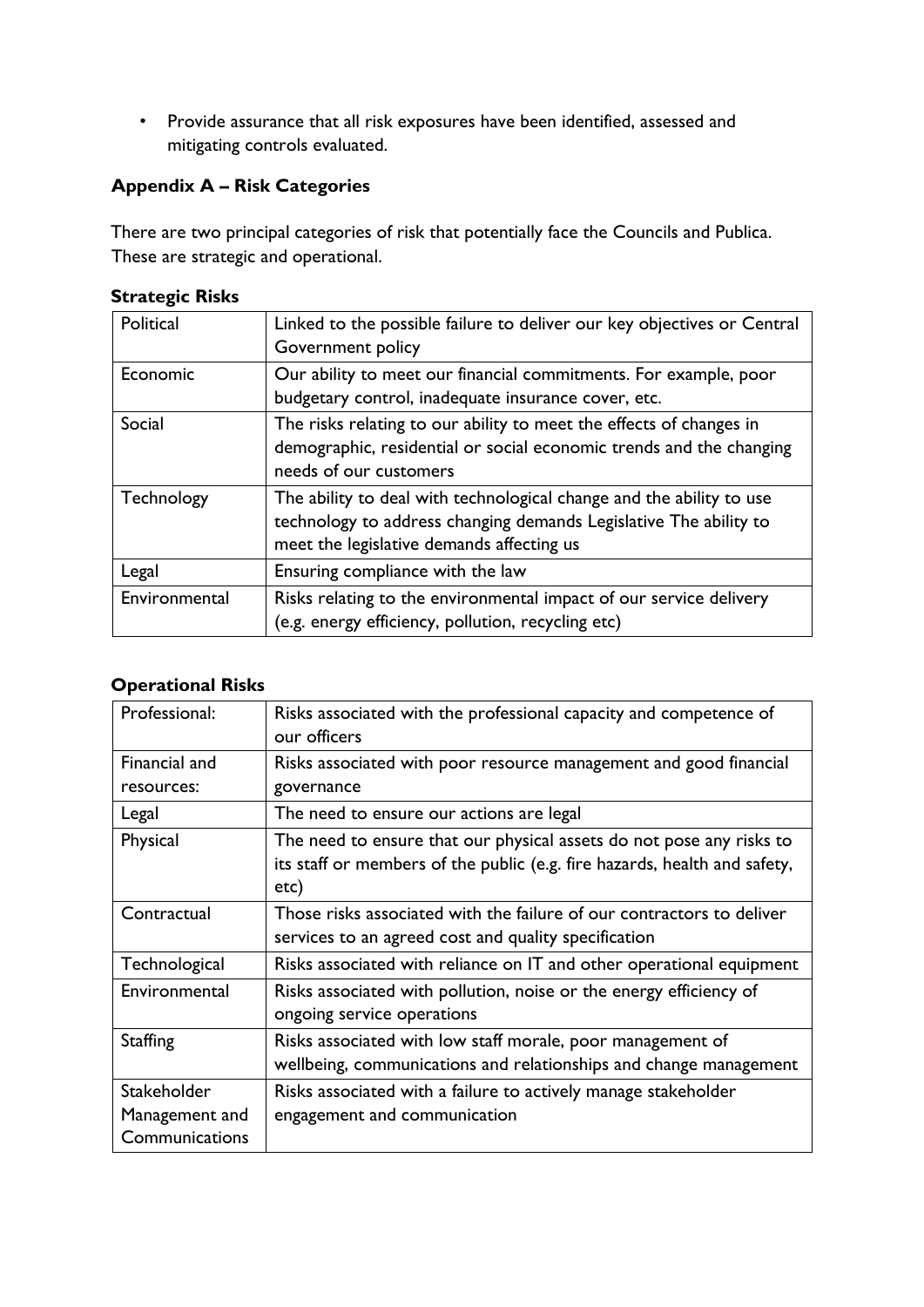- Provide assurance that all risk exposures have been identified, assessed and mitigating controls evaluated.

## Appendix A – Risk Categories

There are two principal categories of risk that potentially face the Councils and Publica. These are strategic and operational.

### Strategic Risks

| Political | Linked to the possible failure to deliver our key objectives or Central Government policy |
|---|---|
| Economic | Our ability to meet our financial commitments. For example, poor budgetary control, inadequate insurance cover, etc. |
| Social | The risks relating to our ability to meet the effects of changes in demographic, residential or social economic trends and the changing needs of our customers |
| Technology | The ability to deal with technological change and the ability to use technology to address changing demands Legislative The ability to meet the legislative demands affecting us |
| Legal | Ensuring compliance with the law |
| Environmental | Risks relating to the environmental impact of our service delivery (e.g. energy efficiency, pollution, recycling etc) |

### Operational Risks

| Professional: | Risks associated with the professional capacity and competence of our officers |
|---|---|
| Financial and resources: | Risks associated with poor resource management and good financial governance |
| Legal | The need to ensure our actions are legal |
| Physical | The need to ensure that our physical assets do not pose any risks to its staff or members of the public (e.g. fire hazards, health and safety, etc) |
| Contractual | Those risks associated with the failure of our contractors to deliver services to an agreed cost and quality specification |
| Technological | Risks associated with reliance on IT and other operational equipment |
| Environmental | Risks associated with pollution, noise or the energy efficiency of ongoing service operations |
| Staffing | Risks associated with low staff morale, poor management of wellbeing, communications and relationships and change management |
| Stakeholder Management and Communications | Risks associated with a failure to actively manage stakeholder engagement and communication |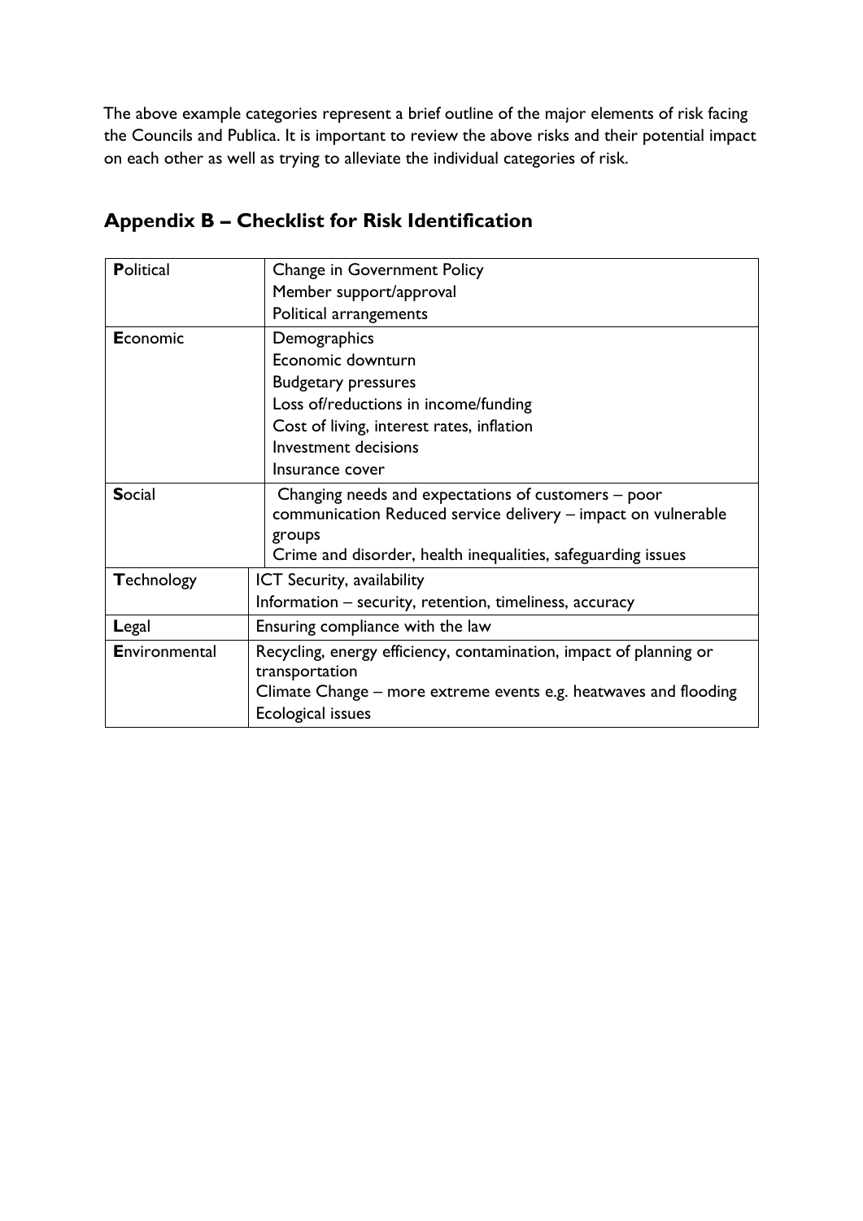The above example categories represent a brief outline of the major elements of risk facing the Councils and Publica. It is important to review the above risks and their potential impact on each other as well as trying to alleviate the individual categories of risk.

## Appendix B – Checklist for Risk Identification

| | |
|---|---|
| **P**olitical | Change in Government Policy<br>Member support/approval<br>Political arrangements |
| **E**conomic | Demographics<br>Economic downturn<br>Budgetary pressures<br>Loss of/reductions in income/funding<br>Cost of living, interest rates, inflation<br>Investment decisions<br>Insurance cover |
| **S**ocial | Changing needs and expectations of customers – poor communication Reduced service delivery – impact on vulnerable groups<br>Crime and disorder, health inequalities, safeguarding issues |
| **T**echnology | ICT Security, availability<br>Information – security, retention, timeliness, accuracy |
| **L**egal | Ensuring compliance with the law |
| **E**nvironmental | Recycling, energy efficiency, contamination, impact of planning or transportation<br>Climate Change – more extreme events e.g. heatwaves and flooding<br>Ecological issues |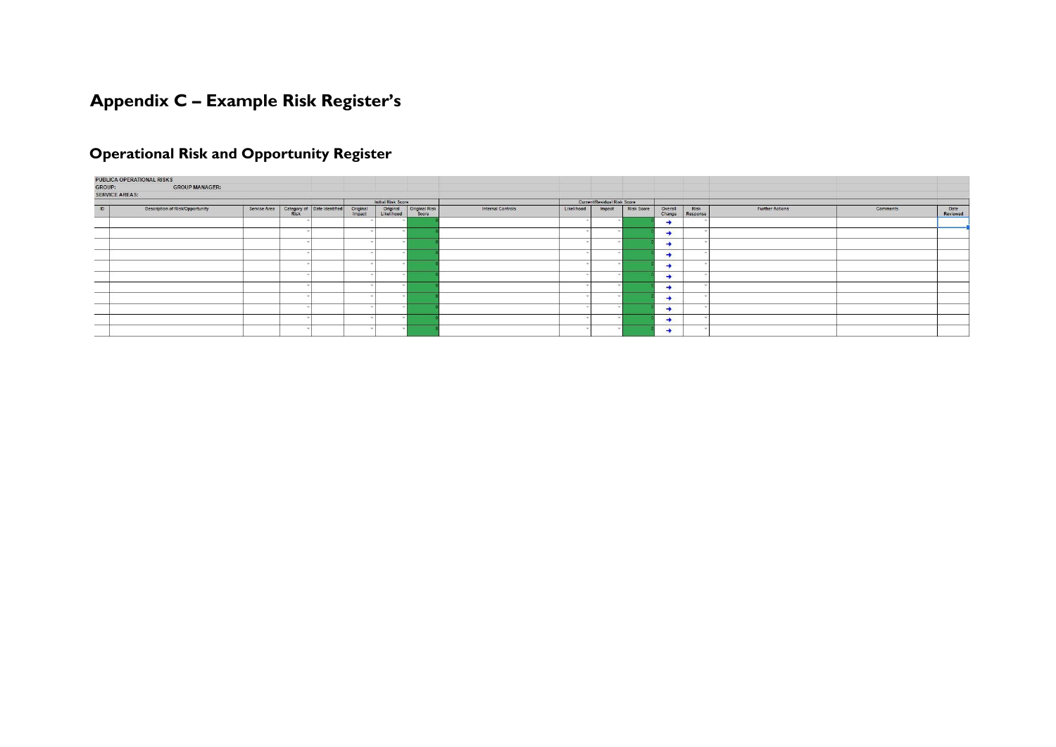# Appendix C – Example Risk Register's

## Operational Risk and Opportunity Register

PUBLICA OPERATIONAL RISKS
GROUP: GROUP MANAGER:
SERVICE AREAS:

| | | | | | Initial Risk Score | | | | Current/Residual Risk Score | | | | | | | |
|---|---|---|---|---|---|---|---|---|---|---|---|---|---|---|---|---|
| ID | Description of Risk/Opportunity | Service Area | Category of Risk | Date Identified | Original Impact | Original Likelihood | Original Risk Score | Internal Controls | Likelihood | Impact | Risk Score | Overall Change | Risk Response | Further Actions | Comments | Date Reviewed |
| | | | | | | | 0 | | | | 0 | → | | | | |
| | | | | | | | 0 | | | | 0 | → | | | | |
| | | | | | | | 0 | | | | 0 | → | | | | |
| | | | | | | | 0 | | | | 0 | → | | | | |
| | | | | | | | 0 | | | | 0 | → | | | | |
| | | | | | | | 0 | | | | 0 | → | | | | |
| | | | | | | | 0 | | | | 0 | → | | | | |
| | | | | | | | 0 | | | | 0 | → | | | | |
| | | | | | | | 0 | | | | 0 | → | | | | |
| | | | | | | | 0 | | | | 0 | → | | | | |
| | | | | | | | 0 | | | | 0 | → | | | | |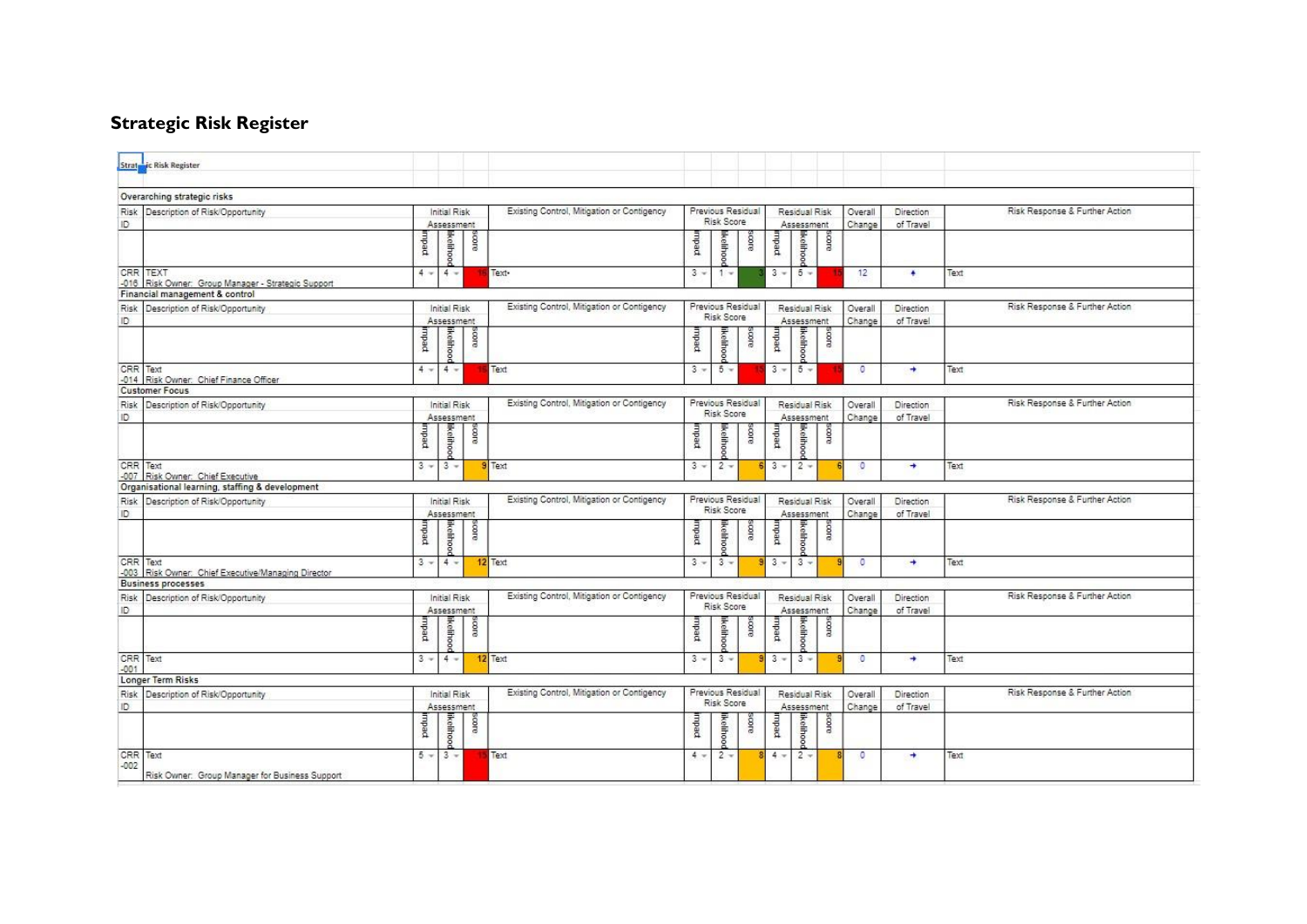## Strategic Risk Register

Strategic Risk Register

**Overarching strategic risks**

| Risk ID | Description of Risk/Opportunity | Initial Risk Assessment | | | Existing Control, Mitigation or Contigency | Previous Residual Risk Score | | | Residual Risk Assessment | | | Overall Change | Direction of Travel | Risk Response & Further Action |
|---|---|---|---|---|---|---|---|---|---|---|---|---|---|---|
| | | impact | likelihood | score | | impact | likelihood | score | impact | likelihood | score | | | |
| CRR-016 | TEXT<br>Risk Owner: Group Manager - Strategic Support | 4 | 4 | 16 | Text• | 3 | 1 | 3 | 3 | 5 | 15 | 12 | ↑ | Text |

**Financial management & control**

| Risk ID | Description of Risk/Opportunity | Initial Risk Assessment | | | Existing Control, Mitigation or Contigency | Previous Residual Risk Score | | | Residual Risk Assessment | | | Overall Change | Direction of Travel | Risk Response & Further Action |
|---|---|---|---|---|---|---|---|---|---|---|---|---|---|---|
| | | impact | likelihood | score | | impact | likelihood | score | impact | likelihood | score | | | |
| CRR-014 | Text<br>Risk Owner: Chief Finance Officer | 4 | 4 | 16 | Text | 3 | 5 | 15 | 3 | 5 | 15 | 0 | → | Text |

**Customer Focus**

| Risk ID | Description of Risk/Opportunity | Initial Risk Assessment | | | Existing Control, Mitigation or Contigency | Previous Residual Risk Score | | | Residual Risk Assessment | | | Overall Change | Direction of Travel | Risk Response & Further Action |
|---|---|---|---|---|---|---|---|---|---|---|---|---|---|---|
| | | impact | likelihood | score | | impact | likelihood | score | impact | likelihood | score | | | |
| CRR-007 | Text<br>Risk Owner: Chief Executive | 3 | 3 | 9 | Text | 3 | 2 | 6 | 3 | 2 | 6 | 0 | → | Text |

**Organisational learning, staffing & development**

| Risk ID | Description of Risk/Opportunity | Initial Risk Assessment | | | Existing Control, Mitigation or Contigency | Previous Residual Risk Score | | | Residual Risk Assessment | | | Overall Change | Direction of Travel | Risk Response & Further Action |
|---|---|---|---|---|---|---|---|---|---|---|---|---|---|---|
| | | impact | likelihood | score | | impact | likelihood | score | impact | likelihood | score | | | |
| CRR-003 | Text<br>Risk Owner: Chief Executive/Managing Director | 3 | 4 | 12 | Text | 3 | 3 | 9 | 3 | 3 | 9 | 0 | → | Text |

**Business processes**

| Risk ID | Description of Risk/Opportunity | Initial Risk Assessment | | | Existing Control, Mitigation or Contigency | Previous Residual Risk Score | | | Residual Risk Assessment | | | Overall Change | Direction of Travel | Risk Response & Further Action |
|---|---|---|---|---|---|---|---|---|---|---|---|---|---|---|
| | | impact | likelihood | score | | impact | likelihood | score | impact | likelihood | score | | | |
| CRR-001 | Text | 3 | 4 | 12 | Text | 3 | 3 | 9 | 3 | 3 | 9 | 0 | → | Text |

**Longer Term Risks**

| Risk ID | Description of Risk/Opportunity | Initial Risk Assessment | | | Existing Control, Mitigation or Contigency | Previous Residual Risk Score | | | Residual Risk Assessment | | | Overall Change | Direction of Travel | Risk Response & Further Action |
|---|---|---|---|---|---|---|---|---|---|---|---|---|---|---|
| | | impact | likelihood | score | | impact | likelihood | score | impact | likelihood | score | | | |
| CRR-002 | Text<br>Risk Owner: Group Manager for Business Support | 5 | 3 | 15 | Text | 4 | 2 | 8 | 4 | 2 | 8 | 0 | → | Text |